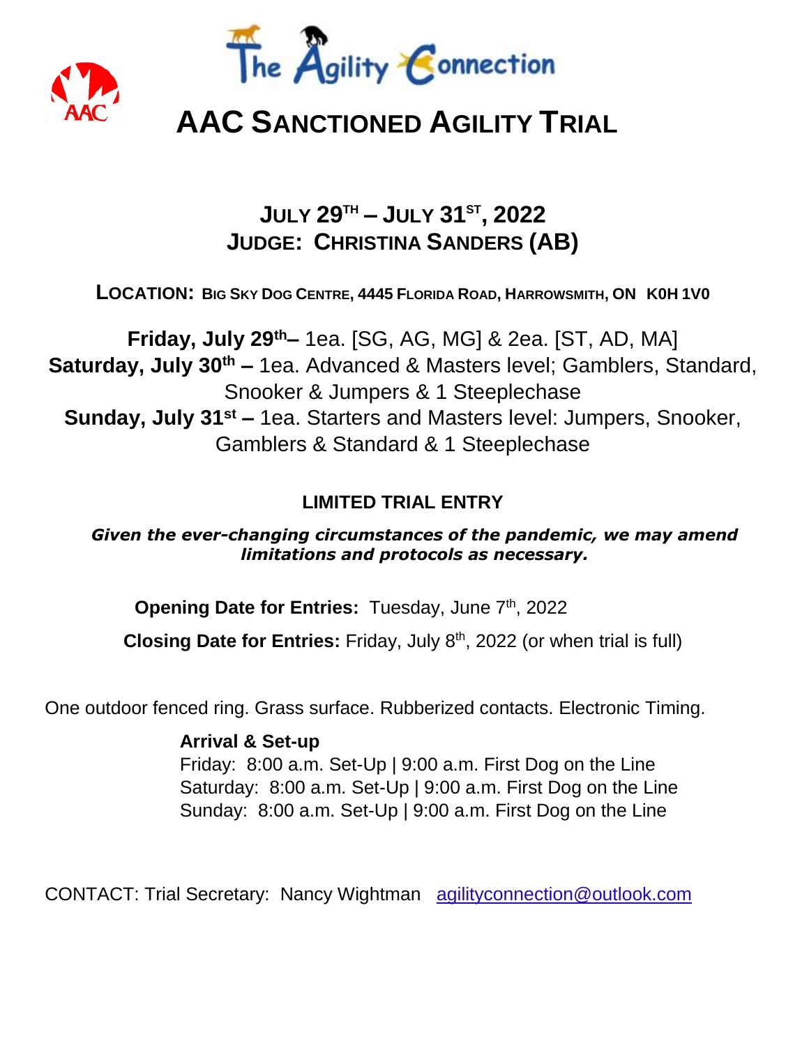The Agility Connection

# AAC SANCTIONED AGILITY TRIAL

## JULY 29TH – JULY 31ST, 2022
## JUDGE: CHRISTINA SANDERS (AB)

**LOCATION: BIG SKY DOG CENTRE, 4445 FLORIDA ROAD, HARROWSMITH, ON K0H 1V0**

**Friday, July 29th–** 1ea. [SG, AG, MG] & 2ea. [ST, AD, MA]
**Saturday, July 30th –** 1ea. Advanced & Masters level; Gamblers, Standard, Snooker & Jumpers & 1 Steeplechase
**Sunday, July 31st –** 1ea. Starters and Masters level: Jumpers, Snooker, Gamblers & Standard & 1 Steeplechase

**LIMITED TRIAL ENTRY**

***Given the ever-changing circumstances of the pandemic, we may amend limitations and protocols as necessary.***

**Opening Date for Entries:** Tuesday, June 7th, 2022

**Closing Date for Entries:** Friday, July 8th, 2022 (or when trial is full)

One outdoor fenced ring. Grass surface. Rubberized contacts. Electronic Timing.

**Arrival & Set-up**
Friday: 8:00 a.m. Set-Up | 9:00 a.m. First Dog on the Line
Saturday: 8:00 a.m. Set-Up | 9:00 a.m. First Dog on the Line
Sunday: 8:00 a.m. Set-Up | 9:00 a.m. First Dog on the Line

CONTACT: Trial Secretary: Nancy Wightman agilityconnection@outlook.com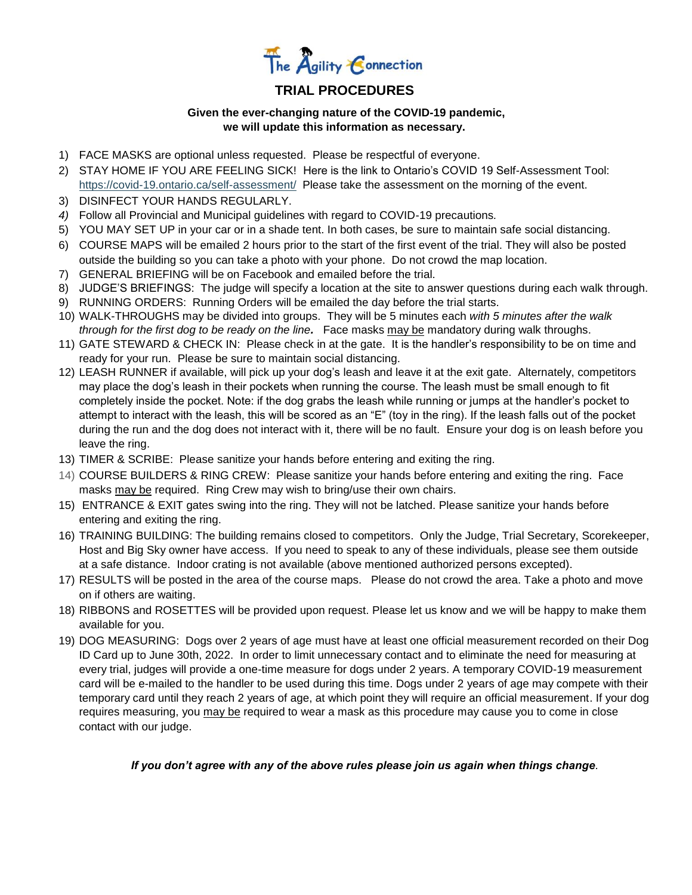The Agility Connection

# TRIAL PROCEDURES

**Given the ever-changing nature of the COVID-19 pandemic, we will update this information as necessary.**

1) FACE MASKS are optional unless requested. Please be respectful of everyone.
2) STAY HOME IF YOU ARE FEELING SICK! Here is the link to Ontario's COVID 19 Self-Assessment Tool: https://covid-19.ontario.ca/self-assessment/ Please take the assessment on the morning of the event.
3) DISINFECT YOUR HANDS REGULARLY.
4) Follow all Provincial and Municipal guidelines with regard to COVID-19 precautions.
5) YOU MAY SET UP in your car or in a shade tent. In both cases, be sure to maintain safe social distancing.
6) COURSE MAPS will be emailed 2 hours prior to the start of the first event of the trial. They will also be posted outside the building so you can take a photo with your phone. Do not crowd the map location.
7) GENERAL BRIEFING will be on Facebook and emailed before the trial.
8) JUDGE'S BRIEFINGS: The judge will specify a location at the site to answer questions during each walk through.
9) RUNNING ORDERS: Running Orders will be emailed the day before the trial starts.
10) WALK-THROUGHS may be divided into groups. They will be 5 minutes each *with 5 minutes after the walk through for the first dog to be ready on the line.* Face masks may be mandatory during walk throughs.
11) GATE STEWARD & CHECK IN: Please check in at the gate. It is the handler's responsibility to be on time and ready for your run. Please be sure to maintain social distancing.
12) LEASH RUNNER if available, will pick up your dog's leash and leave it at the exit gate. Alternately, competitors may place the dog's leash in their pockets when running the course. The leash must be small enough to fit completely inside the pocket. Note: if the dog grabs the leash while running or jumps at the handler's pocket to attempt to interact with the leash, this will be scored as an "E" (toy in the ring). If the leash falls out of the pocket during the run and the dog does not interact with it, there will be no fault. Ensure your dog is on leash before you leave the ring.
13) TIMER & SCRIBE: Please sanitize your hands before entering and exiting the ring.
14) COURSE BUILDERS & RING CREW: Please sanitize your hands before entering and exiting the ring. Face masks may be required. Ring Crew may wish to bring/use their own chairs.
15) ENTRANCE & EXIT gates swing into the ring. They will not be latched. Please sanitize your hands before entering and exiting the ring.
16) TRAINING BUILDING: The building remains closed to competitors. Only the Judge, Trial Secretary, Scorekeeper, Host and Big Sky owner have access. If you need to speak to any of these individuals, please see them outside at a safe distance. Indoor crating is not available (above mentioned authorized persons excepted).
17) RESULTS will be posted in the area of the course maps. Please do not crowd the area. Take a photo and move on if others are waiting.
18) RIBBONS and ROSETTES will be provided upon request. Please let us know and we will be happy to make them available for you.
19) DOG MEASURING: Dogs over 2 years of age must have at least one official measurement recorded on their Dog ID Card up to June 30th, 2022. In order to limit unnecessary contact and to eliminate the need for measuring at every trial, judges will provide a one-time measure for dogs under 2 years. A temporary COVID-19 measurement card will be e-mailed to the handler to be used during this time. Dogs under 2 years of age may compete with their temporary card until they reach 2 years of age, at which point they will require an official measurement. If your dog requires measuring, you may be required to wear a mask as this procedure may cause you to come in close contact with our judge.

***If you don't agree with any of the above rules please join us again when things change.***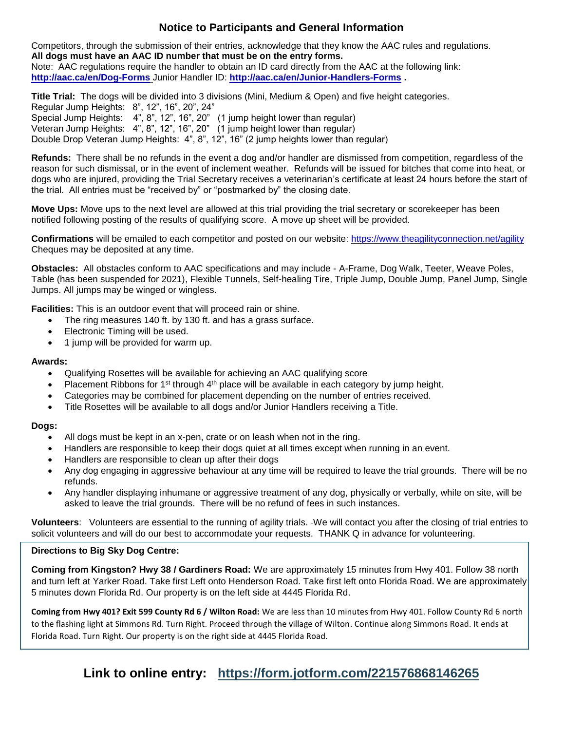# Notice to Participants and General Information

Competitors, through the submission of their entries, acknowledge that they know the AAC rules and regulations.
**All dogs must have an AAC ID number that must be on the entry forms.**
Note: AAC regulations require the handler to obtain an ID card directly from the AAC at the following link:
**http://aac.ca/en/Dog-Forms** Junior Handler ID: **http://aac.ca/en/Junior-Handlers-Forms** .

**Title Trial:** The dogs will be divided into 3 divisions (Mini, Medium & Open) and five height categories.
Regular Jump Heights: 8", 12", 16", 20", 24"
Special Jump Heights: 4", 8", 12", 16", 20" (1 jump height lower than regular)
Veteran Jump Heights: 4", 8", 12", 16", 20" (1 jump height lower than regular)
Double Drop Veteran Jump Heights: 4", 8", 12", 16" (2 jump heights lower than regular)

**Refunds:** There shall be no refunds in the event a dog and/or handler are dismissed from competition, regardless of the reason for such dismissal, or in the event of inclement weather. Refunds will be issued for bitches that come into heat, or dogs who are injured, providing the Trial Secretary receives a veterinarian's certificate at least 24 hours before the start of the trial. All entries must be "received by" or "postmarked by" the closing date.

**Move Ups:** Move ups to the next level are allowed at this trial providing the trial secretary or scorekeeper has been notified following posting of the results of qualifying score. A move up sheet will be provided.

**Confirmations** will be emailed to each competitor and posted on our website: https://www.theagilityconnection.net/agility
Cheques may be deposited at any time.

**Obstacles:** All obstacles conform to AAC specifications and may include - A-Frame, Dog Walk, Teeter, Weave Poles, Table (has been suspended for 2021), Flexible Tunnels, Self-healing Tire, Triple Jump, Double Jump, Panel Jump, Single Jumps. All jumps may be winged or wingless.

**Facilities:** This is an outdoor event that will proceed rain or shine.

- The ring measures 140 ft. by 130 ft. and has a grass surface.
- Electronic Timing will be used.
- 1 jump will be provided for warm up.

**Awards:**

- Qualifying Rosettes will be available for achieving an AAC qualifying score
- Placement Ribbons for 1st through 4th place will be available in each category by jump height.
- Categories may be combined for placement depending on the number of entries received.
- Title Rosettes will be available to all dogs and/or Junior Handlers receiving a Title.

**Dogs:**

- All dogs must be kept in an x-pen, crate or on leash when not in the ring.
- Handlers are responsible to keep their dogs quiet at all times except when running in an event.
- Handlers are responsible to clean up after their dogs
- Any dog engaging in aggressive behaviour at any time will be required to leave the trial grounds. There will be no refunds.
- Any handler displaying inhumane or aggressive treatment of any dog, physically or verbally, while on site, will be asked to leave the trial grounds. There will be no refund of fees in such instances.

**Volunteers**: Volunteers are essential to the running of agility trials. We will contact you after the closing of trial entries to solicit volunteers and will do our best to accommodate your requests. THANK Q in advance for volunteering.

**Directions to Big Sky Dog Centre:**

**Coming from Kingston? Hwy 38 / Gardiners Road:** We are approximately 15 minutes from Hwy 401. Follow 38 north and turn left at Yarker Road. Take first Left onto Henderson Road. Take first left onto Florida Road. We are approximately 5 minutes down Florida Rd. Our property is on the left side at 4445 Florida Rd.

**Coming from Hwy 401? Exit 599 County Rd 6 / Wilton Road:** We are less than 10 minutes from Hwy 401. Follow County Rd 6 north to the flashing light at Simmons Rd. Turn Right. Proceed through the village of Wilton. Continue along Simmons Road. It ends at Florida Road. Turn Right. Our property is on the right side at 4445 Florida Road.

## Link to online entry: https://form.jotform.com/221576868146265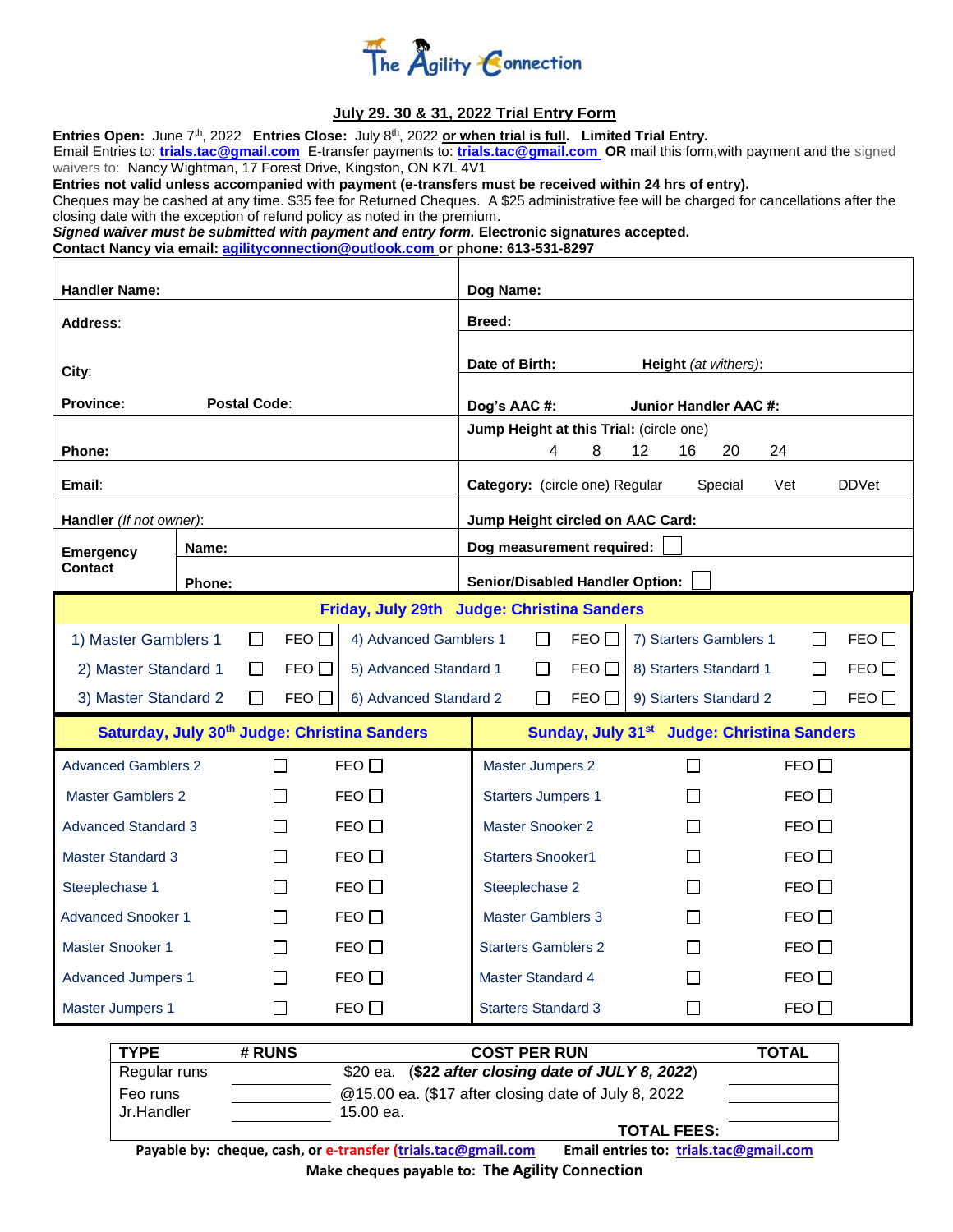The Agility Connection

## July 29. 30 & 31, 2022 Trial Entry Form

**Entries Open:** June 7th, 2022 **Entries Close:** July 8th, 2022 **or when trial is full**. **Limited Trial Entry.**
Email Entries to: **trials.tac@gmail.com** E-transfer payments to: **trials.tac@gmail.com** **OR** mail this form,with payment and the signed waivers to: Nancy Wightman, 17 Forest Drive, Kingston, ON K7L 4V1
**Entries not valid unless accompanied with payment (e-transfers must be received within 24 hrs of entry).**
Cheques may be cashed at any time. $35 fee for Returned Cheques. A $25 administrative fee will be charged for cancellations after the closing date with the exception of refund policy as noted in the premium.
***Signed waiver must be submitted with payment and entry form.*** **Electronic signatures accepted.**
**Contact Nancy via email: agilityconnection@outlook.com or phone: 613-531-8297**

| | |
|---|---|
| **Handler Name:** | **Dog Name:** |
| **Address:** | **Breed:** |
| **City:** | **Date of Birth:** **Height** *(at withers)*: |
| **Province:** **Postal Code:** | **Dog's AAC #:** **Junior Handler AAC #:** |
| **Phone:** | **Jump Height at this Trial:** (circle one) 4 8 12 16 20 24 |
| **Email:** | **Category:** (circle one) Regular Special Vet DDVet |
| **Handler** *(If not owner)*: | **Jump Height circled on AAC Card:** |
| **Emergency Contact** **Name:** | **Dog measurement required:** ☐ |
| **Phone:** | **Senior/Disabled Handler Option:** ☐ |

**Friday, July 29th Judge: Christina Sanders**

| | | | | | | | | |
|---|---|---|---|---|---|---|---|---|
| 1) Master Gamblers 1 | ☐ | FEO ☐ | 4) Advanced Gamblers 1 | ☐ | FEO ☐ | 7) Starters Gamblers 1 | ☐ | FEO ☐ |
| 2) Master Standard 1 | ☐ | FEO ☐ | 5) Advanced Standard 1 | ☐ | FEO ☐ | 8) Starters Standard 1 | ☐ | FEO ☐ |
| 3) Master Standard 2 | ☐ | FEO ☐ | 6) Advanced Standard 2 | ☐ | FEO ☐ | 9) Starters Standard 2 | ☐ | FEO ☐ |

| **Saturday, July 30th Judge: Christina Sanders** | | | **Sunday, July 31st Judge: Christina Sanders** | | |
|---|---|---|---|---|---|
| Advanced Gamblers 2 | ☐ | FEO ☐ | Master Jumpers 2 | ☐ | FEO ☐ |
| Master Gamblers 2 | ☐ | FEO ☐ | Starters Jumpers 1 | ☐ | FEO ☐ |
| Advanced Standard 3 | ☐ | FEO ☐ | Master Snooker 2 | ☐ | FEO ☐ |
| Master Standard 3 | ☐ | FEO ☐ | Starters Snooker1 | ☐ | FEO ☐ |
| Steeplechase 1 | ☐ | FEO ☐ | Steeplechase 2 | ☐ | FEO ☐ |
| Advanced Snooker 1 | ☐ | FEO ☐ | Master Gamblers 3 | ☐ | FEO ☐ |
| Master Snooker 1 | ☐ | FEO ☐ | Starters Gamblers 2 | ☐ | FEO ☐ |
| Advanced Jumpers 1 | ☐ | FEO ☐ | Master Standard 4 | ☐ | FEO ☐ |
| Master Jumpers 1 | ☐ | FEO ☐ | Starters Standard 3 | ☐ | FEO ☐ |

| TYPE | # RUNS | COST PER RUN | TOTAL |
|---|---|---|---|
| Regular runs | | $20 ea. (***$22 after closing date of JULY 8, 2022***) | |
| Feo runs | | @15.00 ea. ($17 after closing date of July 8, 2022 | |
| Jr.Handler | | 15.00 ea. | |
| | | **TOTAL FEES:** | |

**Payable by: cheque, cash, or e-transfer (trials.tac@gmail.com** **Email entries to: trials.tac@gmail.com**
**Make cheques payable to: The Agility Connection**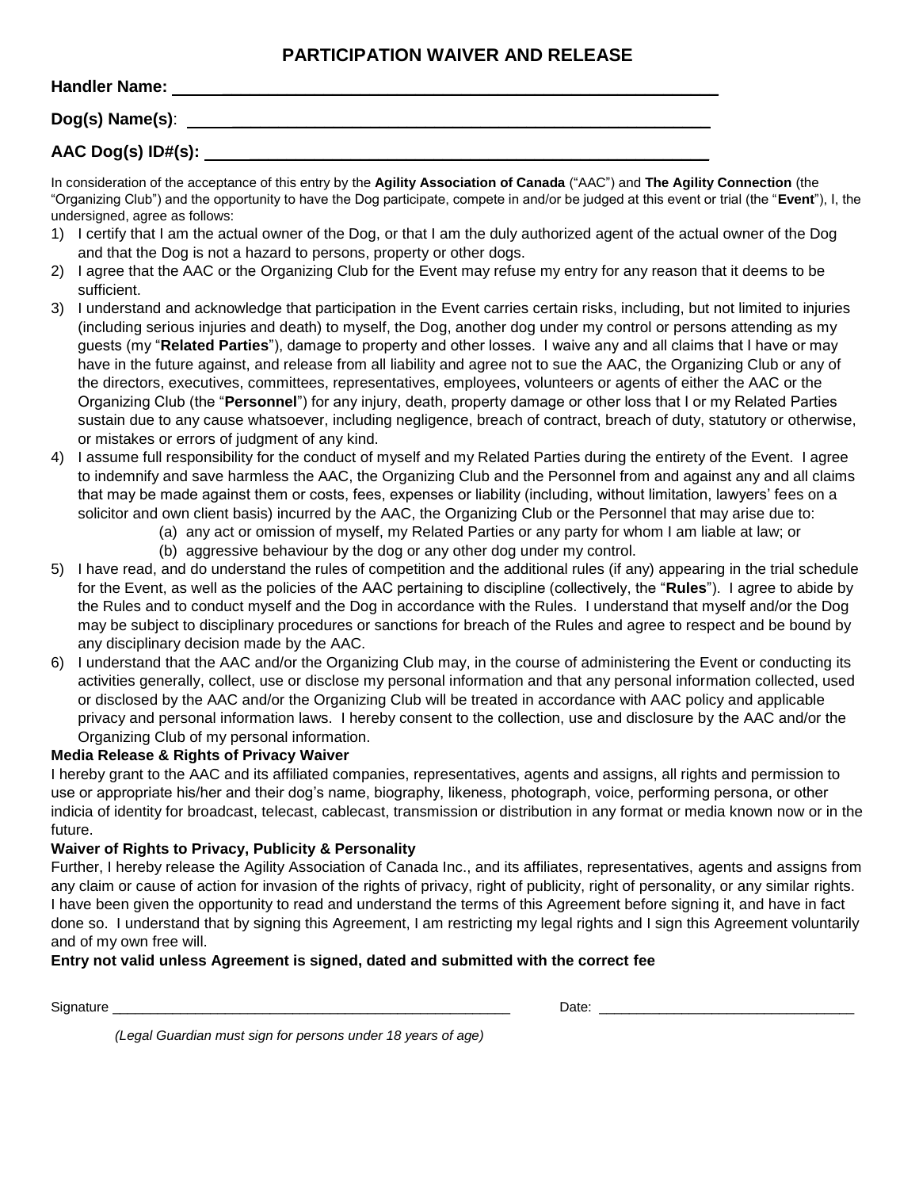# PARTICIPATION WAIVER AND RELEASE

**Handler Name:** ______________________________________________

**Dog(s) Name(s)**: ______________________________________________

**AAC Dog(s) ID#(s):** ______________________________________________

In consideration of the acceptance of this entry by the **Agility Association of Canada** ("AAC") and **The Agility Connection** (the "Organizing Club") and the opportunity to have the Dog participate, compete in and/or be judged at this event or trial (the "**Event**"), I, the undersigned, agree as follows:

1) I certify that I am the actual owner of the Dog, or that I am the duly authorized agent of the actual owner of the Dog and that the Dog is not a hazard to persons, property or other dogs.
2) I agree that the AAC or the Organizing Club for the Event may refuse my entry for any reason that it deems to be sufficient.
3) I understand and acknowledge that participation in the Event carries certain risks, including, but not limited to injuries (including serious injuries and death) to myself, the Dog, another dog under my control or persons attending as my guests (my "**Related Parties**"), damage to property and other losses. I waive any and all claims that I have or may have in the future against, and release from all liability and agree not to sue the AAC, the Organizing Club or any of the directors, executives, committees, representatives, employees, volunteers or agents of either the AAC or the Organizing Club (the "**Personnel**") for any injury, death, property damage or other loss that I or my Related Parties sustain due to any cause whatsoever, including negligence, breach of contract, breach of duty, statutory or otherwise, or mistakes or errors of judgment of any kind.
4) I assume full responsibility for the conduct of myself and my Related Parties during the entirety of the Event. I agree to indemnify and save harmless the AAC, the Organizing Club and the Personnel from and against any and all claims that may be made against them or costs, fees, expenses or liability (including, without limitation, lawyers' fees on a solicitor and own client basis) incurred by the AAC, the Organizing Club or the Personnel that may arise due to:
   (a) any act or omission of myself, my Related Parties or any party for whom I am liable at law; or
   (b) aggressive behaviour by the dog or any other dog under my control.
5) I have read, and do understand the rules of competition and the additional rules (if any) appearing in the trial schedule for the Event, as well as the policies of the AAC pertaining to discipline (collectively, the "**Rules**"). I agree to abide by the Rules and to conduct myself and the Dog in accordance with the Rules. I understand that myself and/or the Dog may be subject to disciplinary procedures or sanctions for breach of the Rules and agree to respect and be bound by any disciplinary decision made by the AAC.
6) I understand that the AAC and/or the Organizing Club may, in the course of administering the Event or conducting its activities generally, collect, use or disclose my personal information and that any personal information collected, used or disclosed by the AAC and/or the Organizing Club will be treated in accordance with AAC policy and applicable privacy and personal information laws. I hereby consent to the collection, use and disclosure by the AAC and/or the Organizing Club of my personal information.

**Media Release & Rights of Privacy Waiver**

I hereby grant to the AAC and its affiliated companies, representatives, agents and assigns, all rights and permission to use or appropriate his/her and their dog's name, biography, likeness, photograph, voice, performing persona, or other indicia of identity for broadcast, telecast, cablecast, transmission or distribution in any format or media known now or in the future.

**Waiver of Rights to Privacy, Publicity & Personality**

Further, I hereby release the Agility Association of Canada Inc., and its affiliates, representatives, agents and assigns from any claim or cause of action for invasion of the rights of privacy, right of publicity, right of personality, or any similar rights. I have been given the opportunity to read and understand the terms of this Agreement before signing it, and have in fact done so. I understand that by signing this Agreement, I am restricting my legal rights and I sign this Agreement voluntarily and of my own free will.

**Entry not valid unless Agreement is signed, dated and submitted with the correct fee**

Signature ______________________________________________ Date: ______________________________

*(Legal Guardian must sign for persons under 18 years of age)*